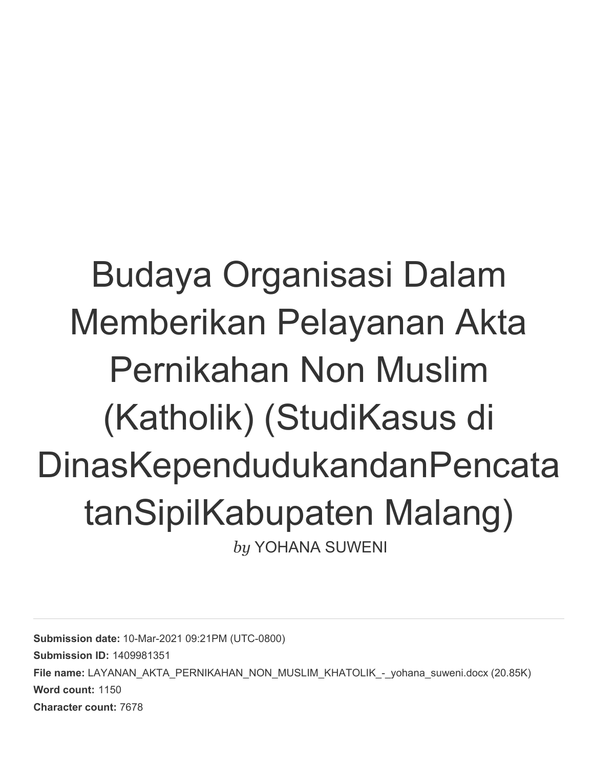# Budaya Organisasi Dalam Memberikan Pelayanan Akta Pernikahan Non Muslim (Katholik) (StudiKasus di DinasKependudukandanPencatatanSipilKabupaten Malang)

*by* YOHANA SUWENI

---

**Submission date:** 10-Mar-2021 09:21PM (UTC-0800)

**Submission ID:** 1409981351

**File name:** LAYANAN_AKTA_PERNIKAHAN_NON_MUSLIM_KHATOLIK_-_yohana_suweni.docx (20.85K)

**Word count:** 1150

**Character count:** 7678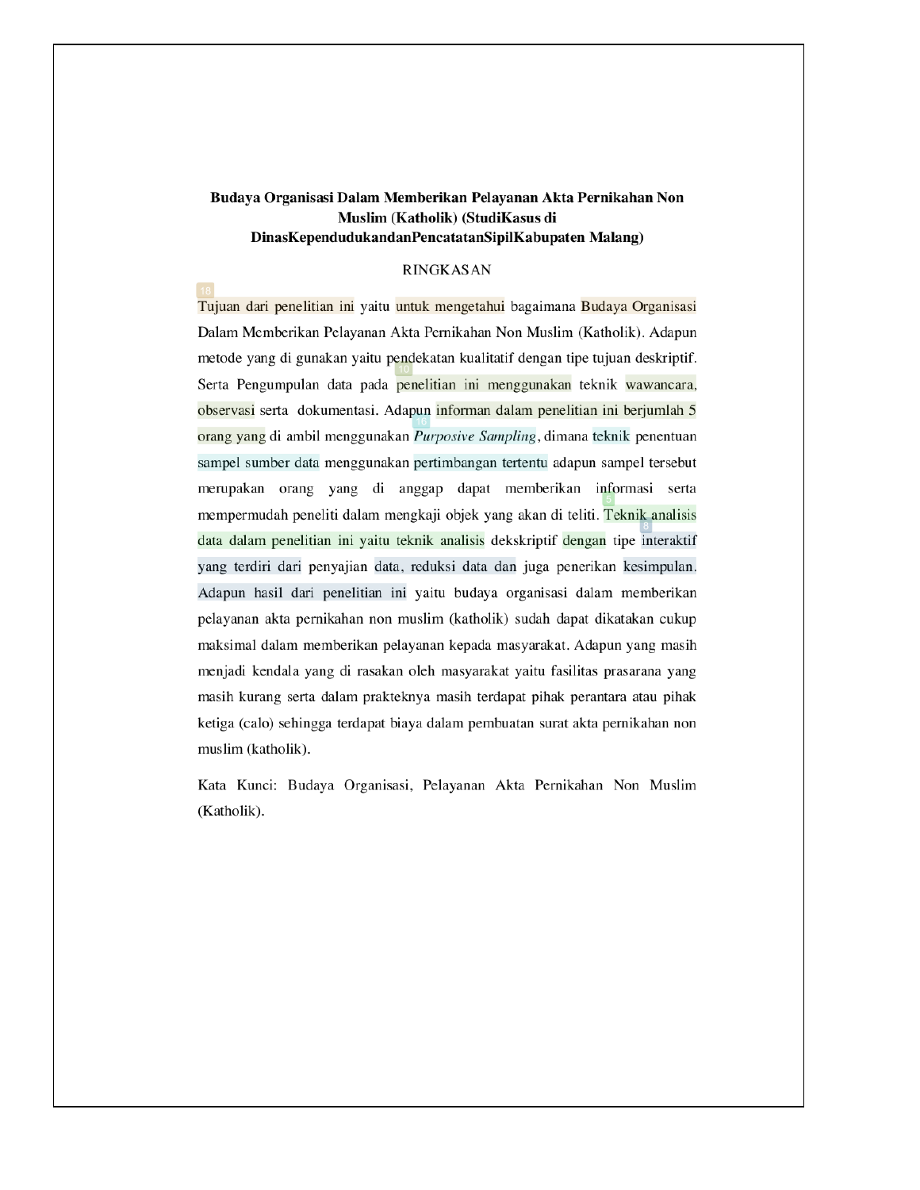**Budaya Organisasi Dalam Memberikan Pelayanan Akta Pernikahan Non Muslim (Katholik) (StudiKasus di DinasKependudukandanPencatatanSipilKabupaten Malang)**

RINGKASAN

Tujuan dari penelitian ini yaitu untuk mengetahui bagaimana Budaya Organisasi Dalam Memberikan Pelayanan Akta Pernikahan Non Muslim (Katholik). Adapun metode yang di gunakan yaitu pendekatan kualitatif dengan tipe tujuan deskriptif. Serta Pengumpulan data pada penelitian ini menggunakan teknik wawancara, observasi serta dokumentasi. Adapun informan dalam penelitian ini berjumlah 5 orang yang di ambil menggunakan *Purposive Sampling*, dimana teknik penentuan sampel sumber data menggunakan pertimbangan tertentu adapun sampel tersebut merupakan orang yang di anggap dapat memberikan informasi serta mempermudah peneliti dalam mengkaji objek yang akan di teliti. Teknik analisis data dalam penelitian ini yaitu teknik analisis dekskriptif dengan tipe interaktif yang terdiri dari penyajian data, reduksi data dan juga penerikan kesimpulan. Adapun hasil dari penelitian ini yaitu budaya organisasi dalam memberikan pelayanan akta pernikahan non muslim (katholik) sudah dapat dikatakan cukup maksimal dalam memberikan pelayanan kepada masyarakat. Adapun yang masih menjadi kendala yang di rasakan oleh masyarakat yaitu fasilitas prasarana yang masih kurang serta dalam prakteknya masih terdapat pihak perantara atau pihak ketiga (calo) sehingga terdapat biaya dalam pembuatan surat akta pernikahan non muslim (katholik).

Kata Kunci: Budaya Organisasi, Pelayanan Akta Pernikahan Non Muslim (Katholik).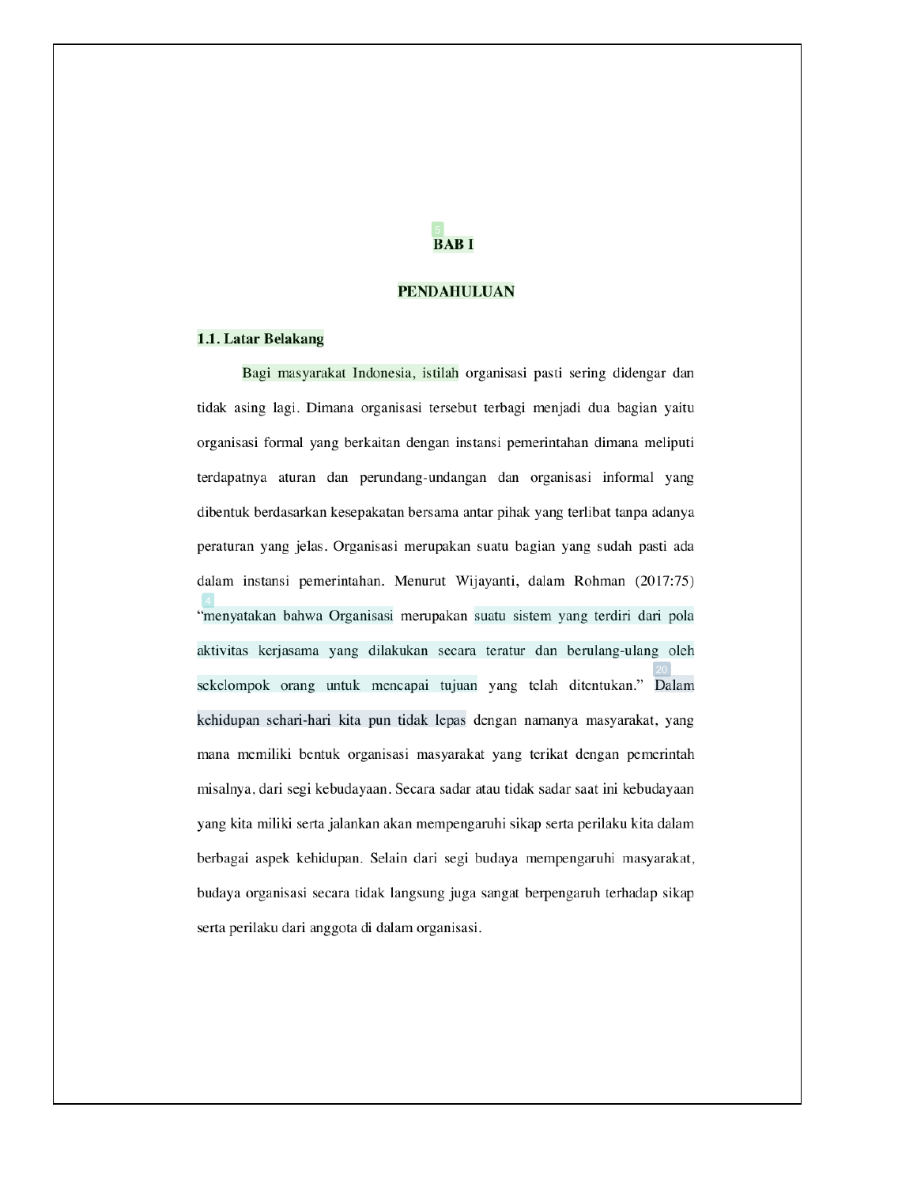# BAB I

# PENDAHULUAN

## 1.1. Latar Belakang

Bagi masyarakat Indonesia, istilah organisasi pasti sering didengar dan tidak asing lagi. Dimana organisasi tersebut terbagi menjadi dua bagian yaitu organisasi formal yang berkaitan dengan instansi pemerintahan dimana meliputi terdapatnya aturan dan perundang-undangan dan organisasi informal yang dibentuk berdasarkan kesepakatan bersama antar pihak yang terlibat tanpa adanya peraturan yang jelas. Organisasi merupakan suatu bagian yang sudah pasti ada dalam instansi pemerintahan. Menurut Wijayanti, dalam Rohman (2017:75) "menyatakan bahwa Organisasi merupakan suatu sistem yang terdiri dari pola aktivitas kerjasama yang dilakukan secara teratur dan berulang-ulang oleh sekelompok orang untuk mencapai tujuan yang telah ditentukan." Dalam kehidupan sehari-hari kita pun tidak lepas dengan namanya masyarakat, yang mana memiliki bentuk organisasi masyarakat yang terikat dengan pemerintah misalnya, dari segi kebudayaan. Secara sadar atau tidak sadar saat ini kebudayaan yang kita miliki serta jalankan akan mempengaruhi sikap serta perilaku kita dalam berbagai aspek kehidupan. Selain dari segi budaya mempengaruhi masyarakat, budaya organisasi secara tidak langsung juga sangat berpengaruh terhadap sikap serta perilaku dari anggota di dalam organisasi.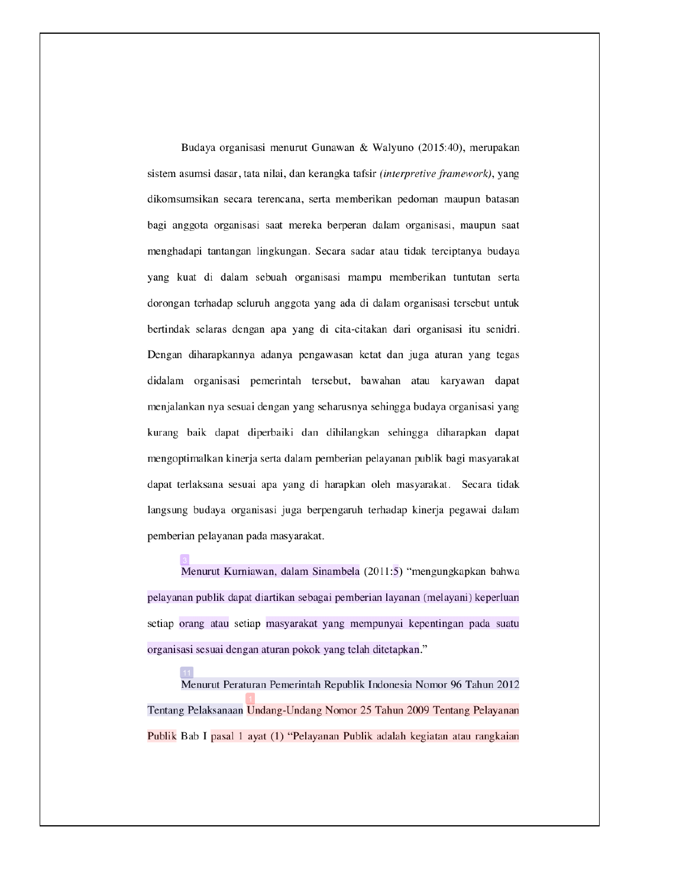Budaya organisasi menurut Gunawan & Walyuno (2015:40), merupakan sistem asumsi dasar, tata nilai, dan kerangka tafsir *(interpretive framework)*, yang dikomsumsikan secara terencana, serta memberikan pedoman maupun batasan bagi anggota organisasi saat mereka berperan dalam organisasi, maupun saat menghadapi tantangan lingkungan. Secara sadar atau tidak terciptanya budaya yang kuat di dalam sebuah organisasi mampu memberikan tuntutan serta dorongan terhadap seluruh anggota yang ada di dalam organisasi tersebut untuk bertindak selaras dengan apa yang di cita-citakan dari organisasi itu senidri. Dengan diharapkannya adanya pengawasan ketat dan juga aturan yang tegas didalam organisasi pemerintah tersebut, bawahan atau karyawan dapat menjalankan nya sesuai dengan yang seharusnya sehingga budaya organisasi yang kurang baik dapat diperbaiki dan dihilangkan sehingga diharapkan dapat mengoptimalkan kinerja serta dalam pemberian pelayanan publik bagi masyarakat dapat terlaksana sesuai apa yang di harapkan oleh masyarakat. Secara tidak langsung budaya organisasi juga berpengaruh terhadap kinerja pegawai dalam pemberian pelayanan pada masyarakat.

Menurut Kurniawan, dalam Sinambela (2011:5) "mengungkapkan bahwa pelayanan publik dapat diartikan sebagai pemberian layanan (melayani) keperluan setiap orang atau setiap masyarakat yang mempunyai kepentingan pada suatu organisasi sesuai dengan aturan pokok yang telah ditetapkan."

Menurut Peraturan Pemerintah Republik Indonesia Nomor 96 Tahun 2012 Tentang Pelaksanaan Undang-Undang Nomor 25 Tahun 2009 Tentang Pelayanan Publik Bab I pasal 1 ayat (1) "Pelayanan Publik adalah kegiatan atau rangkaian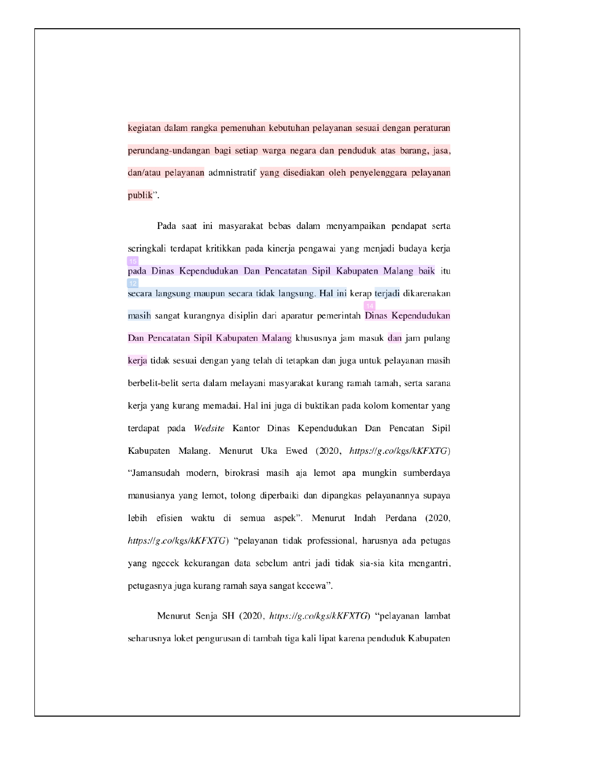kegiatan dalam rangka pemenuhan kebutuhan pelayanan sesuai dengan peraturan perundang-undangan bagi setiap warga negara dan penduduk atas barang, jasa, dan/atau pelayanan admnistratif yang disediakan oleh penyelenggara pelayanan publik".

Pada saat ini masyarakat bebas dalam menyampaikan pendapat serta seringkali terdapat kritikkan pada kinerja pengawai yang menjadi budaya kerja pada Dinas Kependudukan Dan Pencatatan Sipil Kabupaten Malang baik itu secara langsung maupun secara tidak langsung. Hal ini kerap terjadi dikarenakan masih sangat kurangnya disiplin dari aparatur pemerintah Dinas Kependudukan Dan Pencatatan Sipil Kabupaten Malang khususnya jam masuk dan jam pulang kerja tidak sesuai dengan yang telah di tetapkan dan juga untuk pelayanan masih berbelit-belit serta dalam melayani masyarakat kurang ramah tamah, serta sarana kerja yang kurang memadai. Hal ini juga di buktikan pada kolom komentar yang terdapat pada *Wedsite* Kantor Dinas Kependudukan Dan Pencatan Sipil Kabupaten Malang. Menurut Uka Ewed (2020, *https://g.co/kgs/kKFXTG*) "Jamansudah modern, birokrasi masih aja lemot apa mungkin sumberdaya manusianya yang lemot, tolong diperbaiki dan dipangkas pelayanannya supaya lebih efisien waktu di semua aspek". Menurut Indah Perdana (2020, *https://g.co/kgs/kKFXTG*) "pelayanan tidak professional, harusnya ada petugas yang ngecek kekurangan data sebelum antri jadi tidak sia-sia kita mengantri, petugasnya juga kurang ramah saya sangat kecewa".

Menurut Senja SH (2020, *https://g.co/kgs/kKFXTG*) "pelayanan lambat seharusnya loket pengurusan di tambah tiga kali lipat karena penduduk Kabupaten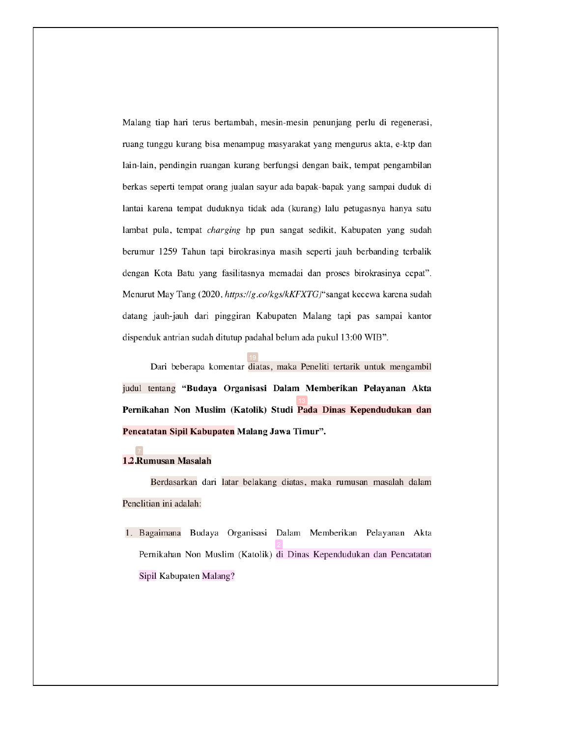Malang tiap hari terus bertambah, mesin-mesin penunjang perlu di regenerasi, ruang tunggu kurang bisa menampug masyarakat yang mengurus akta, e-ktp dan lain-lain, pendingin ruangan kurang berfungsi dengan baik, tempat pengambilan berkas seperti tempat orang jualan sayur ada bapak-bapak yang sampai duduk di lantai karena tempat duduknya tidak ada (kurang) lalu petugasnya hanya satu lambat pula, tempat *charging* hp pun sangat sedikit, Kabupaten yang sudah berumur 1259 Tahun tapi birokrasinya masih seperti jauh berbanding terbalik dengan Kota Batu yang fasilitasnya memadai dan proses birokrasinya cepat". Menurut May Tang (2020, *https://g.co/kgs/kKFXTG)*"sangat kecewa karena sudah datang jauh-jauh dari pinggiran Kabupaten Malang tapi pas sampai kantor dispenduk antrian sudah ditutup padahal belum ada pukul 13:00 WIB".

Dari beberapa komentar diatas, maka Peneliti tertarik untuk mengambil judul tentang **"Budaya Organisasi Dalam Memberikan Pelayanan Akta Pernikahan Non Muslim (Katolik) Studi Pada Dinas Kependudukan dan Pencatatan Sipil Kabupaten Malang Jawa Timur".**

## 1.2.Rumusan Masalah

Berdasarkan dari latar belakang diatas, maka rumusan masalah dalam Penelitian ini adalah:

1. Bagaimana Budaya Organisasi Dalam Memberikan Pelayanan Akta Pernikahan Non Muslim (Katolik) di Dinas Kependudukan dan Pencatatan Sipil Kabupaten Malang?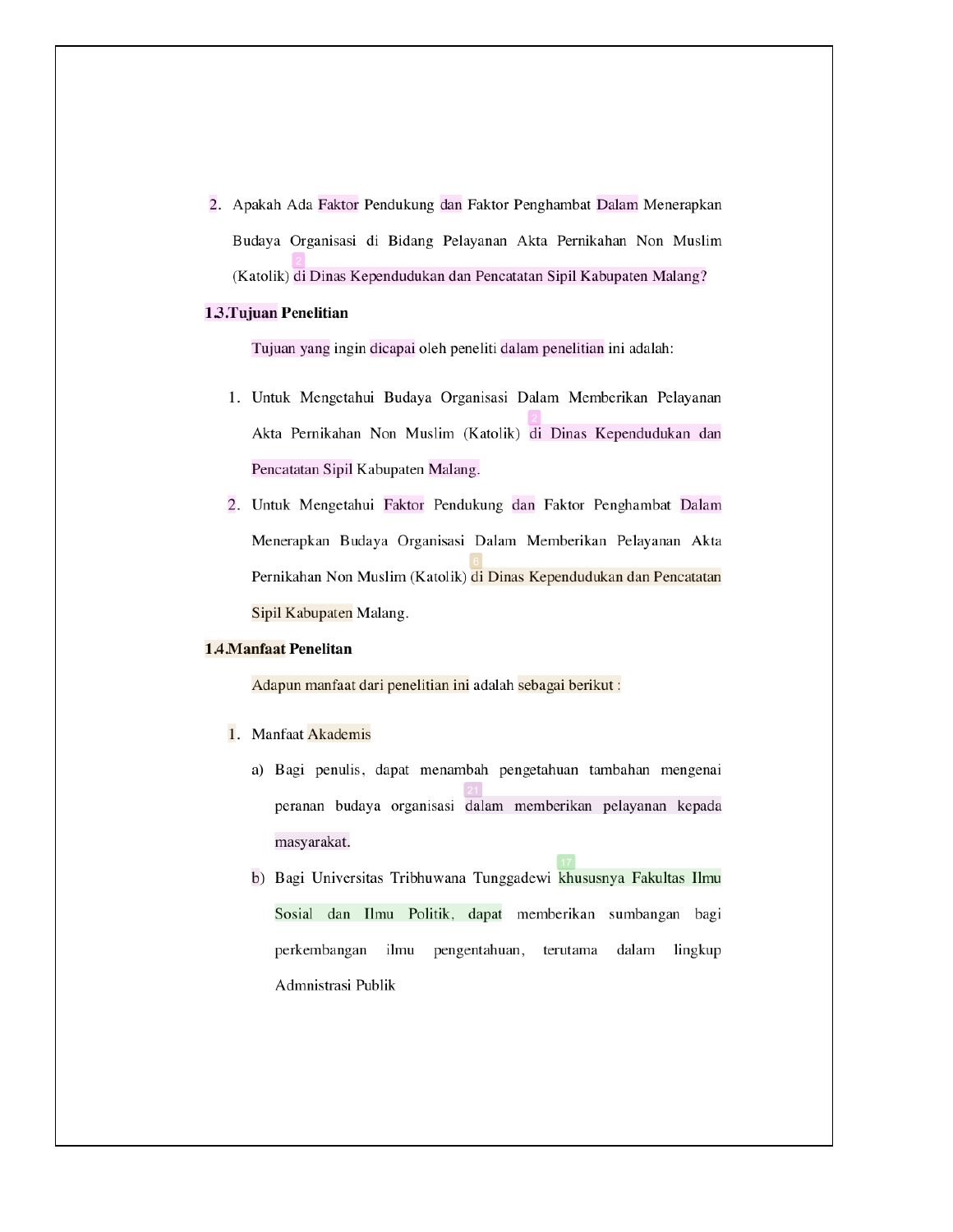2. Apakah Ada Faktor Pendukung dan Faktor Penghambat Dalam Menerapkan Budaya Organisasi di Bidang Pelayanan Akta Pernikahan Non Muslim (Katolik) di Dinas Kependudukan dan Pencatatan Sipil Kabupaten Malang?

### 1.3.Tujuan Penelitian

Tujuan yang ingin dicapai oleh peneliti dalam penelitian ini adalah:

1. Untuk Mengetahui Budaya Organisasi Dalam Memberikan Pelayanan Akta Pernikahan Non Muslim (Katolik) di Dinas Kependudukan dan Pencatatan Sipil Kabupaten Malang.
2. Untuk Mengetahui Faktor Pendukung dan Faktor Penghambat Dalam Menerapkan Budaya Organisasi Dalam Memberikan Pelayanan Akta Pernikahan Non Muslim (Katolik) di Dinas Kependudukan dan Pencatatan Sipil Kabupaten Malang.

### 1.4.Manfaat Penelitian

Adapun manfaat dari penelitian ini adalah sebagai berikut :

1. Manfaat Akademis
   a) Bagi penulis, dapat menambah pengetahuan tambahan mengenai peranan budaya organisasi dalam memberikan pelayanan kepada masyarakat.
   b) Bagi Universitas Tribhuwana Tunggadewi khususnya Fakultas Ilmu Sosial dan Ilmu Politik, dapat memberikan sumbangan bagi perkembangan ilmu pengentahuan, terutama dalam lingkup Admnistrasi Publik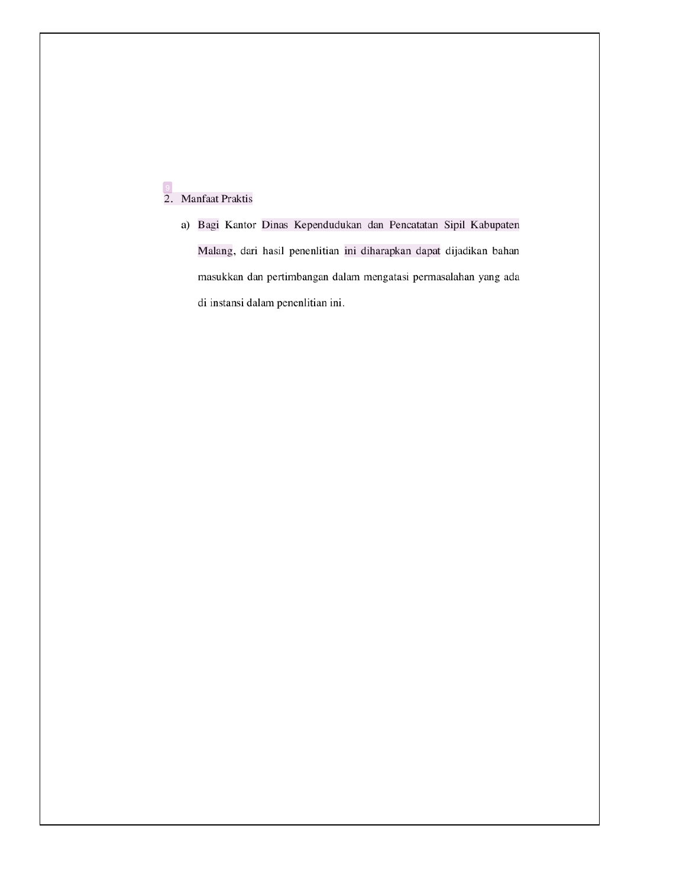2. Manfaat Praktis

   a) Bagi Kantor Dinas Kependudukan dan Pencatatan Sipil Kabupaten Malang, dari hasil penenlitian ini diharapkan dapat dijadikan bahan masukkan dan pertimbangan dalam mengatasi permasalahan yang ada di instansi dalam penenlitian ini.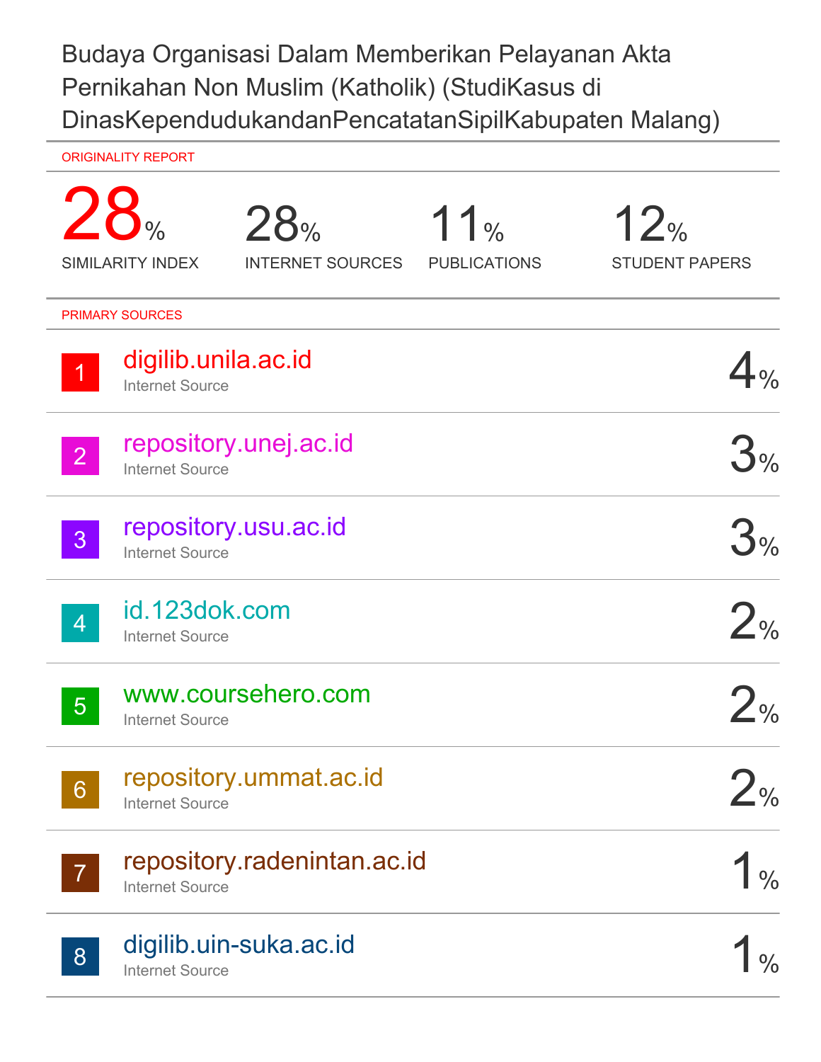# Budaya Organisasi Dalam Memberikan Pelayanan Akta Pernikahan Non Muslim (Katholik) (StudiKasus di DinasKependudukandanPencatatanSipilKabupaten Malang)

ORIGINALITY REPORT

| 28% | 28% | 11% | 12% |
|---|---|---|---|
| SIMILARITY INDEX | INTERNET SOURCES | PUBLICATIONS | STUDENT PAPERS |

PRIMARY SOURCES

| No. | Source | Type | % |
|---|---|---|---|
| 1 | digilib.unila.ac.id | Internet Source | 4% |
| 2 | repository.unej.ac.id | Internet Source | 3% |
| 3 | repository.usu.ac.id | Internet Source | 3% |
| 4 | id.123dok.com | Internet Source | 2% |
| 5 | www.coursehero.com | Internet Source | 2% |
| 6 | repository.ummat.ac.id | Internet Source | 2% |
| 7 | repository.radenintan.ac.id | Internet Source | 1% |
| 8 | digilib.uin-suka.ac.id | Internet Source | 1% |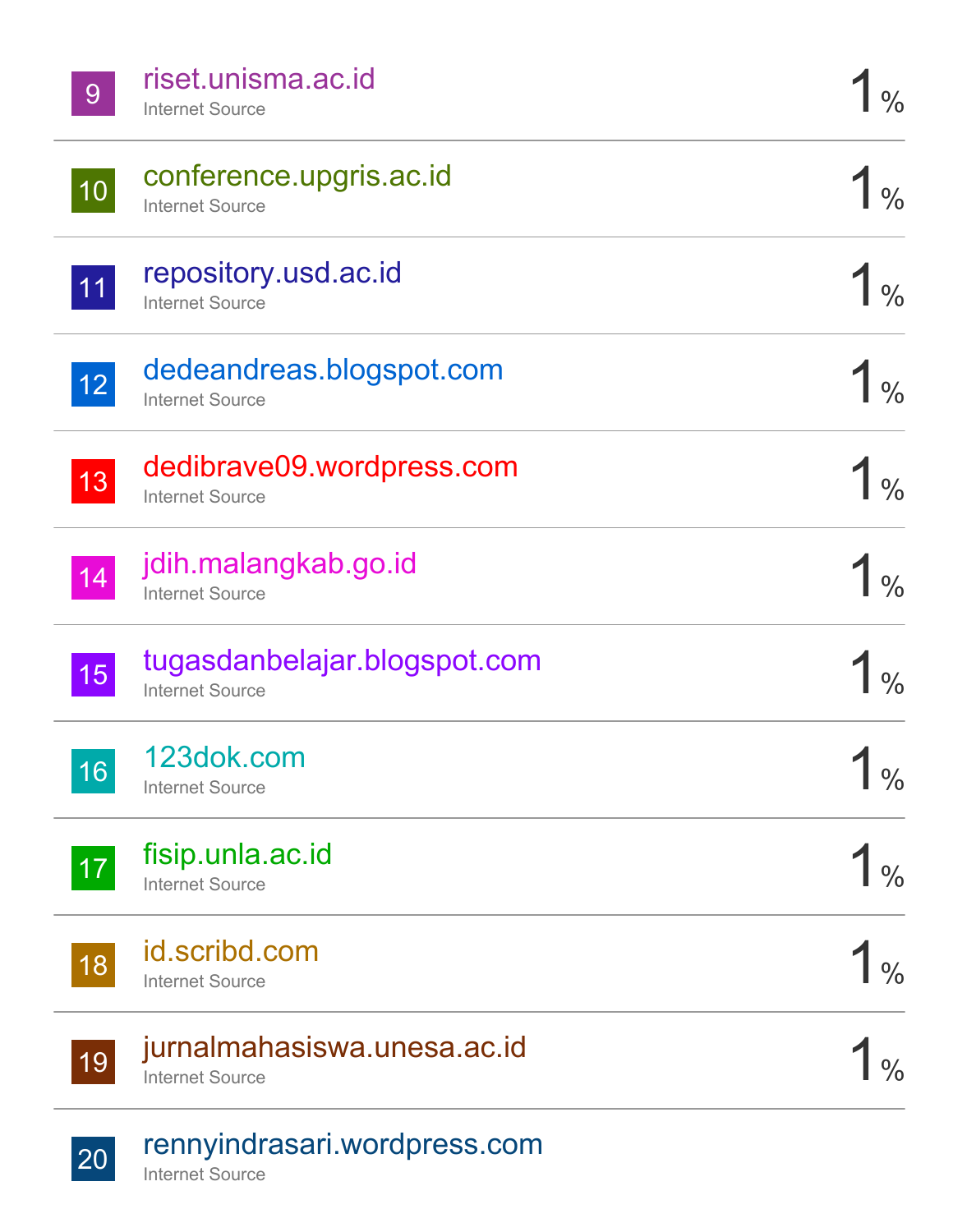| | | |
|---|---|---|
| 9 | riset.unisma.ac.id<br>Internet Source | 1% |
| 10 | conference.upgris.ac.id<br>Internet Source | 1% |
| 11 | repository.usd.ac.id<br>Internet Source | 1% |
| 12 | dedeandreas.blogspot.com<br>Internet Source | 1% |
| 13 | dedibrave09.wordpress.com<br>Internet Source | 1% |
| 14 | jdih.malangkab.go.id<br>Internet Source | 1% |
| 15 | tugasdanbelajar.blogspot.com<br>Internet Source | 1% |
| 16 | 123dok.com<br>Internet Source | 1% |
| 17 | fisip.unla.ac.id<br>Internet Source | 1% |
| 18 | id.scribd.com<br>Internet Source | 1% |
| 19 | jurnalmahasiswa.unesa.ac.id<br>Internet Source | 1% |
| 20 | rennyindrasari.wordpress.com<br>Internet Source | |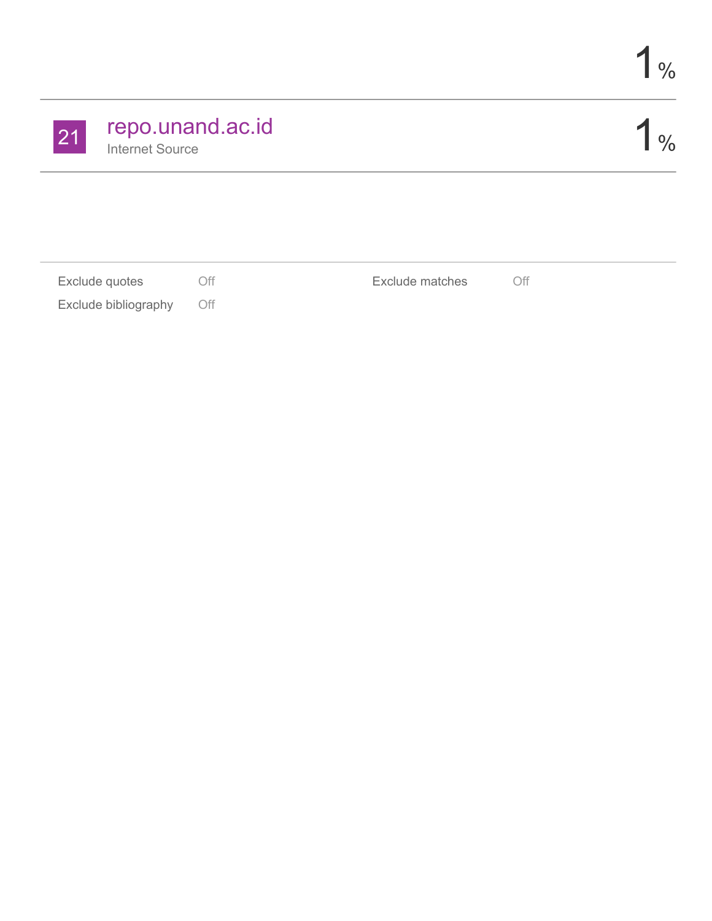1%

| 21 | repo.unand.ac.id<br>Internet Source | 1% |
|---|---|---|

| Exclude quotes | Off | Exclude matches | Off |
|---|---|---|---|
| Exclude bibliography | Off | | |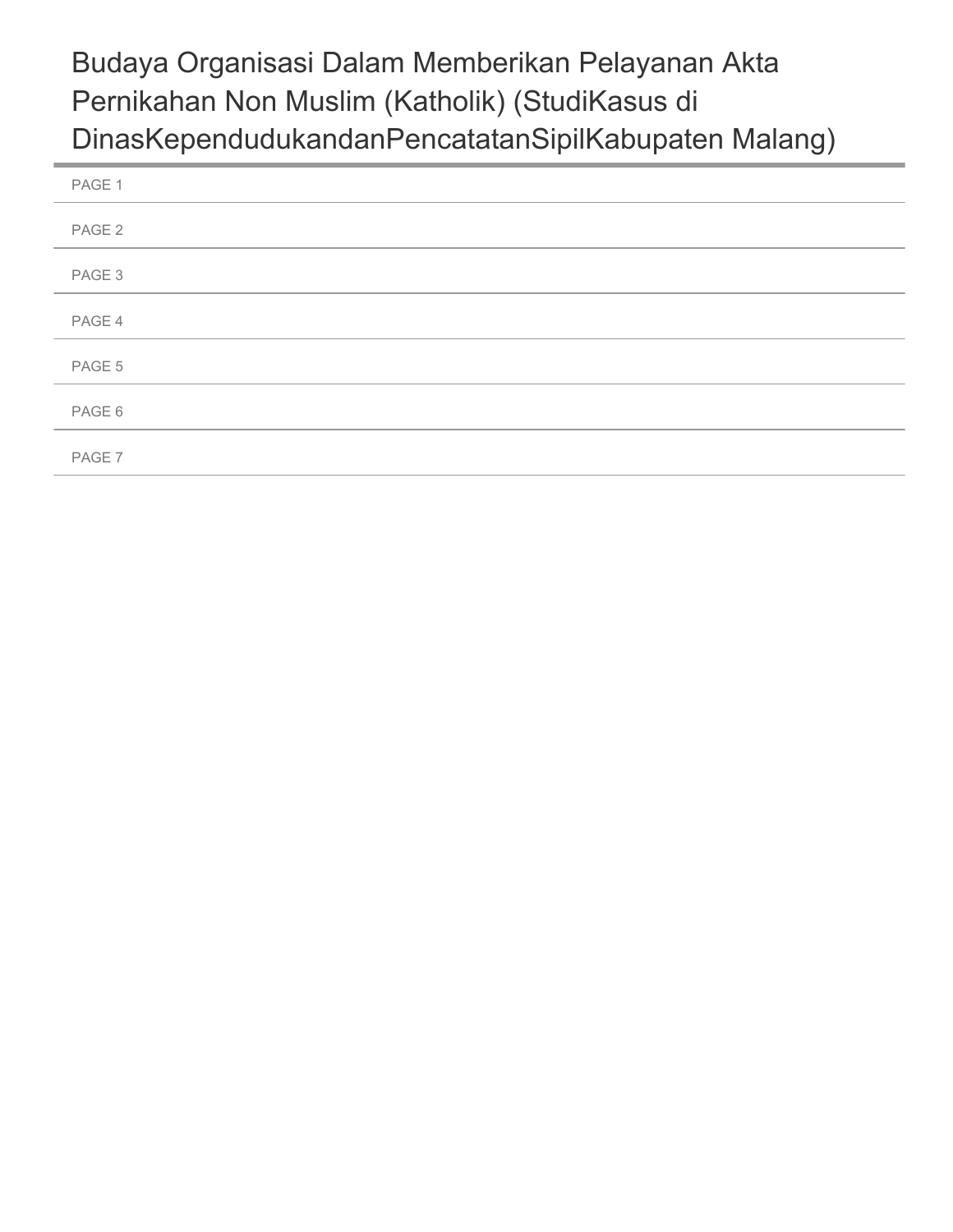# Budaya Organisasi Dalam Memberikan Pelayanan Akta Pernikahan Non Muslim (Katholik) (StudiKasus di DinasKependudukandanPencatatanSipilKabupaten Malang)

PAGE 1

PAGE 2

PAGE 3

PAGE 4

PAGE 5

PAGE 6

PAGE 7